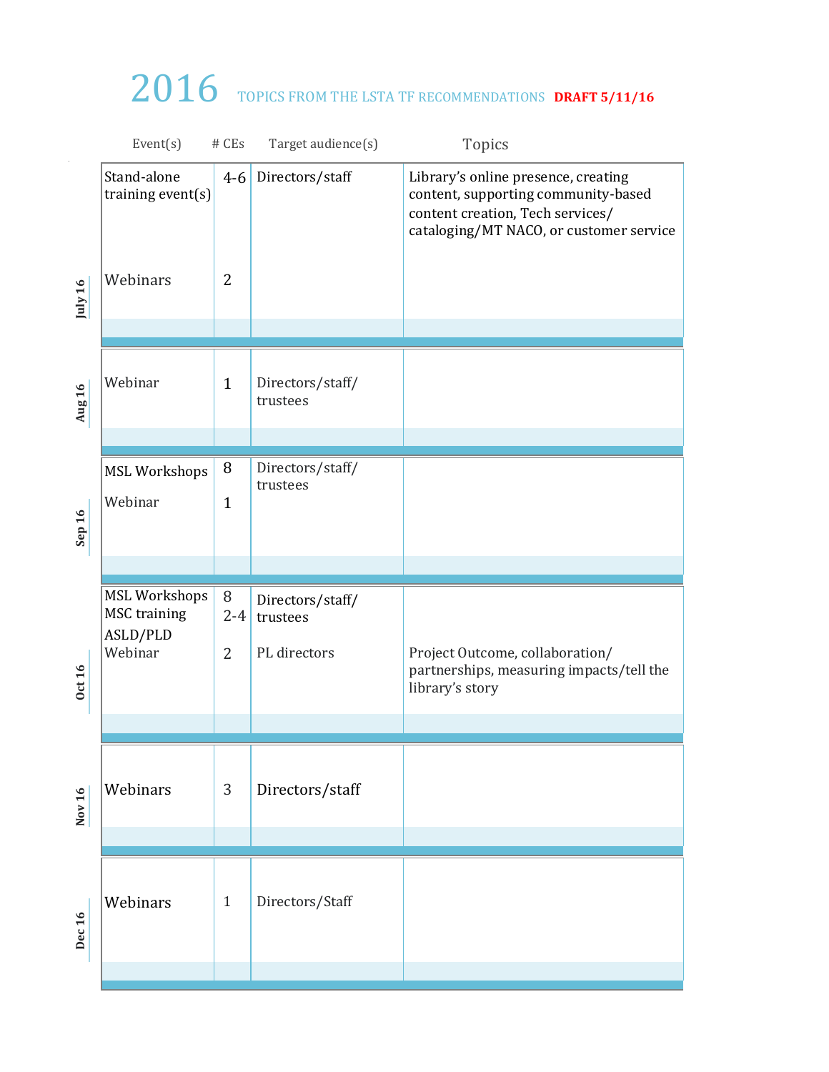# 2016 TOPICS FROM THE LSTA TF RECOMMENDATIONS **DRAFT 5/11/16**

| Month | Event(s) | # CEs | Target audience(s) | Topics |
|---|---|---|---|---|
| July 16 | Stand-alone training event(s) | 4-6 | Directors/staff | Library's online presence, creating content, supporting community-based content creation, Tech services/ cataloging/MT NACO, or customer service |
| | Webinars | 2 | | |
| Aug 16 | Webinar | 1 | Directors/staff/ trustees | |
| Sep 16 | MSL Workshops | 8 | Directors/staff/ trustees | |
| | Webinar | 1 | | |
| Oct 16 | MSL Workshops | 8 | Directors/staff/ trustees | |
| | MSC training | 2-4 | | |
| | ASLD/PLD Webinar | 2 | PL directors | Project Outcome, collaboration/ partnerships, measuring impacts/tell the library's story |
| Nov 16 | Webinars | 3 | Directors/staff | |
| Dec 16 | Webinars | 1 | Directors/Staff | |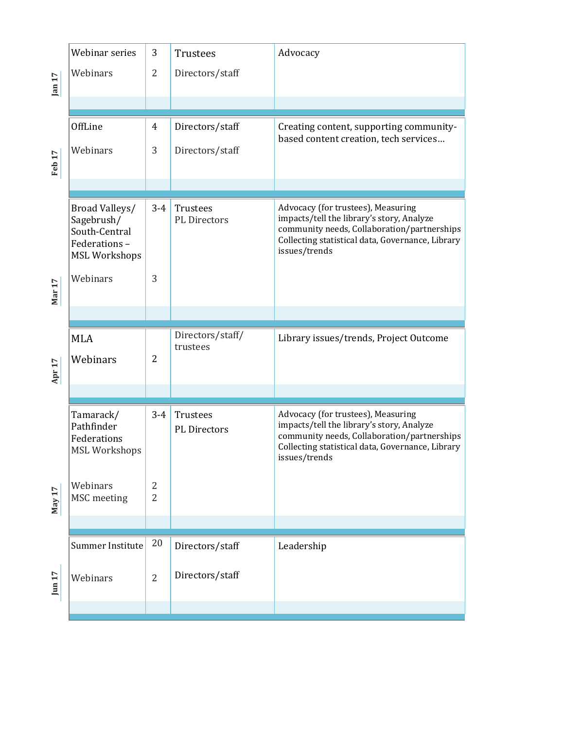| Month | Event | # | Audience | Topics |
|---|---|---|---|---|
| Jan 17 | Webinar series | 3 | Trustees | Advocacy |
| | Webinars | 2 | Directors/staff | |
| Feb 17 | OffLine | 4 | Directors/staff | Creating content, supporting community-based content creation, tech services… |
| | Webinars | 3 | Directors/staff | |
| Mar 17 | Broad Valleys/ Sagebrush/ South-Central Federations – MSL Workshops | 3-4 | Trustees<br>PL Directors | Advocacy (for trustees), Measuring impacts/tell the library's story, Analyze community needs, Collaboration/partnerships Collecting statistical data, Governance, Library issues/trends |
| | Webinars | 3 | | |
| Apr 17 | MLA | | Directors/staff/ trustees | Library issues/trends, Project Outcome |
| | Webinars | 2 | | |
| May 17 | Tamarack/ Pathfinder Federations MSL Workshops | 3-4 | Trustees<br>PL Directors | Advocacy (for trustees), Measuring impacts/tell the library's story, Analyze community needs, Collaboration/partnerships Collecting statistical data, Governance, Library issues/trends |
| | Webinars | 2 | | |
| | MSC meeting | 2 | | |
| Jun 17 | Summer Institute | 20 | Directors/staff | Leadership |
| | Webinars | 2 | Directors/staff | |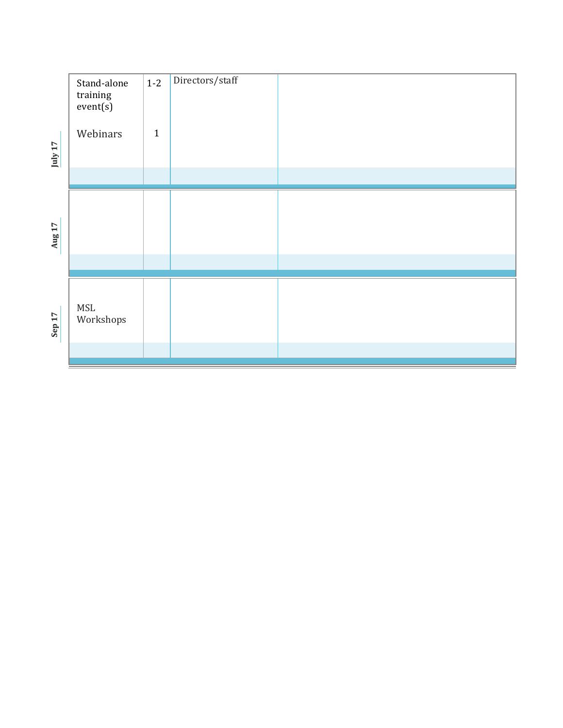| | | | | |
|---|---|---|---|---|
| July 17 | Stand-alone training event(s)<br><br>Webinars | 1-2<br><br>1 | Directors/staff | |
| Aug 17 | | | | |
| Sep 17 | MSL Workshops | | | |